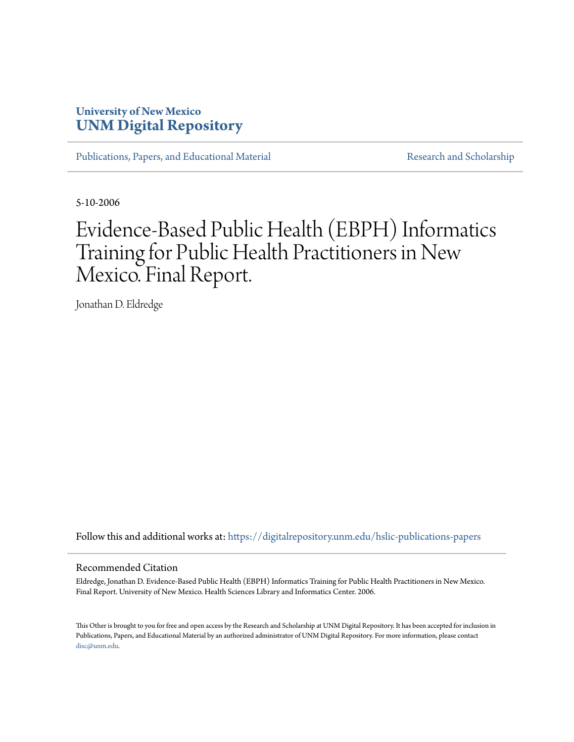**University of New Mexico**
**UNM Digital Repository**

Publications, Papers, and Educational Material

Research and Scholarship

5-10-2006

# Evidence-Based Public Health (EBPH) Informatics Training for Public Health Practitioners in New Mexico. Final Report.

Jonathan D. Eldredge

Follow this and additional works at: https://digitalrepository.unm.edu/hslic-publications-papers

## Recommended Citation

Eldredge, Jonathan D. Evidence-Based Public Health (EBPH) Informatics Training for Public Health Practitioners in New Mexico. Final Report. University of New Mexico. Health Sciences Library and Informatics Center. 2006.

This Other is brought to you for free and open access by the Research and Scholarship at UNM Digital Repository. It has been accepted for inclusion in Publications, Papers, and Educational Material by an authorized administrator of UNM Digital Repository. For more information, please contact disc@unm.edu.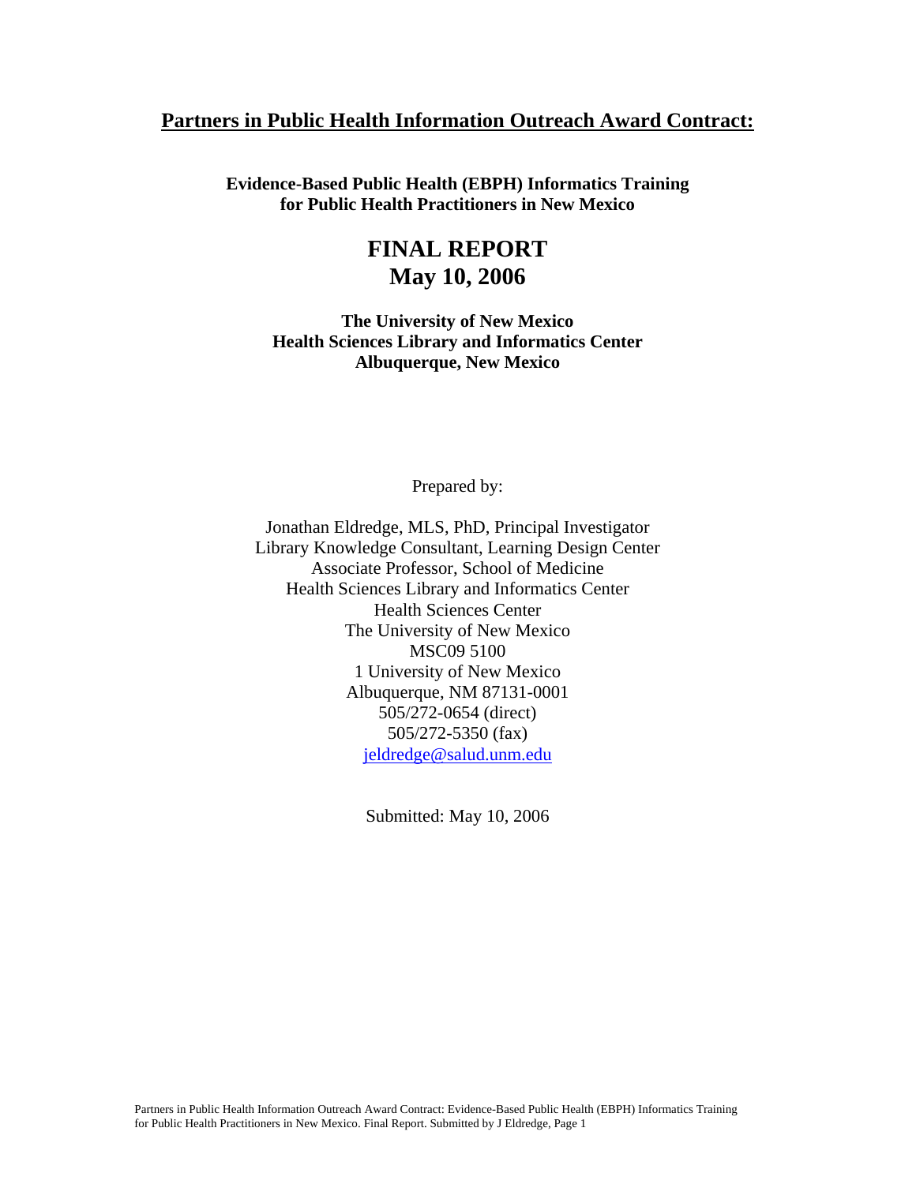# Partners in Public Health Information Outreach Award Contract:

**Evidence-Based Public Health (EBPH) Informatics Training for Public Health Practitioners in New Mexico**

## FINAL REPORT
## May 10, 2006

**The University of New Mexico**
**Health Sciences Library and Informatics Center**
**Albuquerque, New Mexico**

Prepared by:

Jonathan Eldredge, MLS, PhD, Principal Investigator
Library Knowledge Consultant, Learning Design Center
Associate Professor, School of Medicine
Health Sciences Library and Informatics Center
Health Sciences Center
The University of New Mexico
MSC09 5100
1 University of New Mexico
Albuquerque, NM 87131-0001
505/272-0654 (direct)
505/272-5350 (fax)
jeldredge@salud.unm.edu

Submitted: May 10, 2006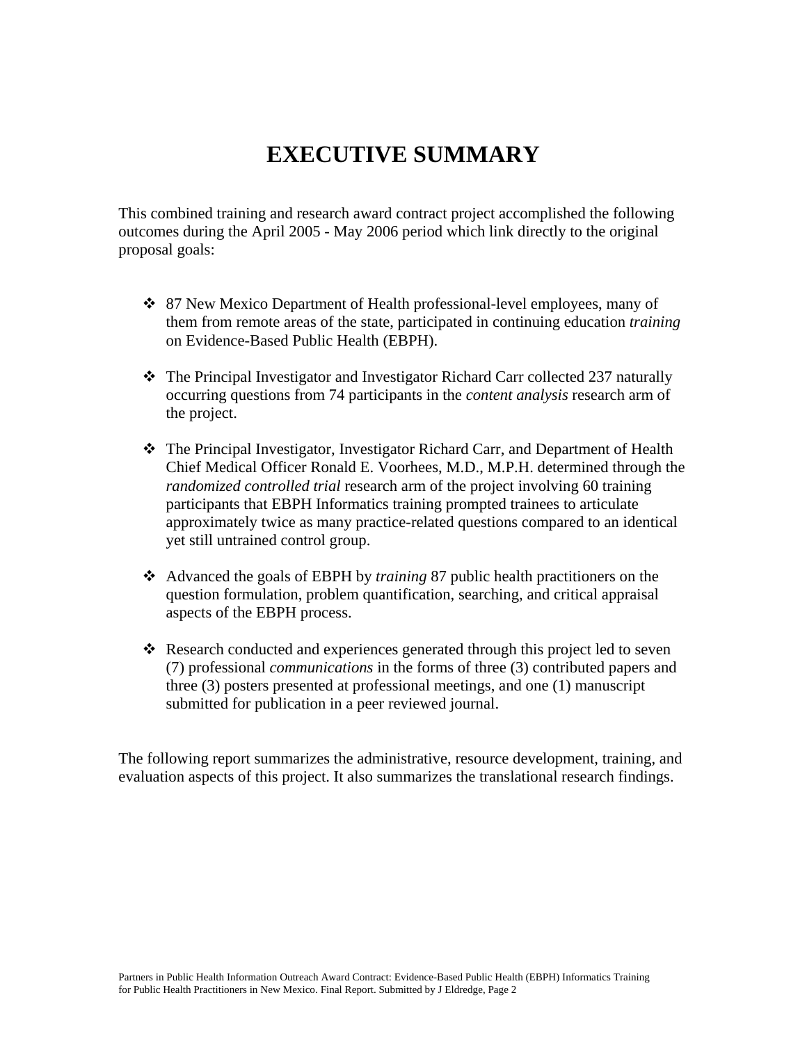# EXECUTIVE SUMMARY

This combined training and research award contract project accomplished the following outcomes during the April 2005 - May 2006 period which link directly to the original proposal goals:

- 87 New Mexico Department of Health professional-level employees, many of them from remote areas of the state, participated in continuing education *training* on Evidence-Based Public Health (EBPH).

- The Principal Investigator and Investigator Richard Carr collected 237 naturally occurring questions from 74 participants in the *content analysis* research arm of the project.

- The Principal Investigator, Investigator Richard Carr, and Department of Health Chief Medical Officer Ronald E. Voorhees, M.D., M.P.H. determined through the *randomized controlled trial* research arm of the project involving 60 training participants that EBPH Informatics training prompted trainees to articulate approximately twice as many practice-related questions compared to an identical yet still untrained control group.

- Advanced the goals of EBPH by *training* 87 public health practitioners on the question formulation, problem quantification, searching, and critical appraisal aspects of the EBPH process.

- Research conducted and experiences generated through this project led to seven (7) professional *communications* in the forms of three (3) contributed papers and three (3) posters presented at professional meetings, and one (1) manuscript submitted for publication in a peer reviewed journal.

The following report summarizes the administrative, resource development, training, and evaluation aspects of this project. It also summarizes the translational research findings.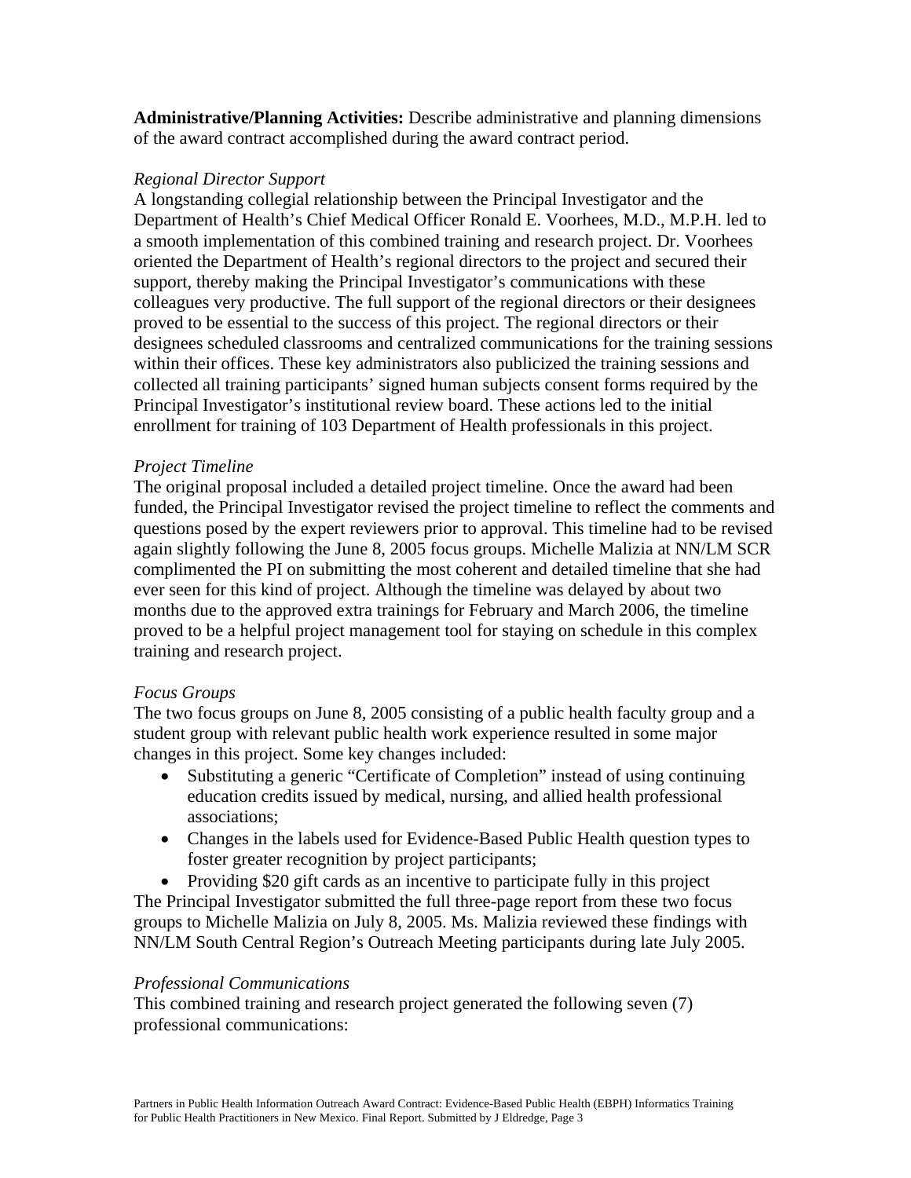**Administrative/Planning Activities:** Describe administrative and planning dimensions of the award contract accomplished during the award contract period.

*Regional Director Support*

A longstanding collegial relationship between the Principal Investigator and the Department of Health's Chief Medical Officer Ronald E. Voorhees, M.D., M.P.H. led to a smooth implementation of this combined training and research project. Dr. Voorhees oriented the Department of Health's regional directors to the project and secured their support, thereby making the Principal Investigator's communications with these colleagues very productive. The full support of the regional directors or their designees proved to be essential to the success of this project. The regional directors or their designees scheduled classrooms and centralized communications for the training sessions within their offices. These key administrators also publicized the training sessions and collected all training participants' signed human subjects consent forms required by the Principal Investigator's institutional review board. These actions led to the initial enrollment for training of 103 Department of Health professionals in this project.

*Project Timeline*

The original proposal included a detailed project timeline. Once the award had been funded, the Principal Investigator revised the project timeline to reflect the comments and questions posed by the expert reviewers prior to approval. This timeline had to be revised again slightly following the June 8, 2005 focus groups. Michelle Malizia at NN/LM SCR complimented the PI on submitting the most coherent and detailed timeline that she had ever seen for this kind of project. Although the timeline was delayed by about two months due to the approved extra trainings for February and March 2006, the timeline proved to be a helpful project management tool for staying on schedule in this complex training and research project.

*Focus Groups*

The two focus groups on June 8, 2005 consisting of a public health faculty group and a student group with relevant public health work experience resulted in some major changes in this project. Some key changes included:

- Substituting a generic "Certificate of Completion" instead of using continuing education credits issued by medical, nursing, and allied health professional associations;
- Changes in the labels used for Evidence-Based Public Health question types to foster greater recognition by project participants;
- Providing $20 gift cards as an incentive to participate fully in this project

The Principal Investigator submitted the full three-page report from these two focus groups to Michelle Malizia on July 8, 2005. Ms. Malizia reviewed these findings with NN/LM South Central Region's Outreach Meeting participants during late July 2005.

*Professional Communications*

This combined training and research project generated the following seven (7) professional communications: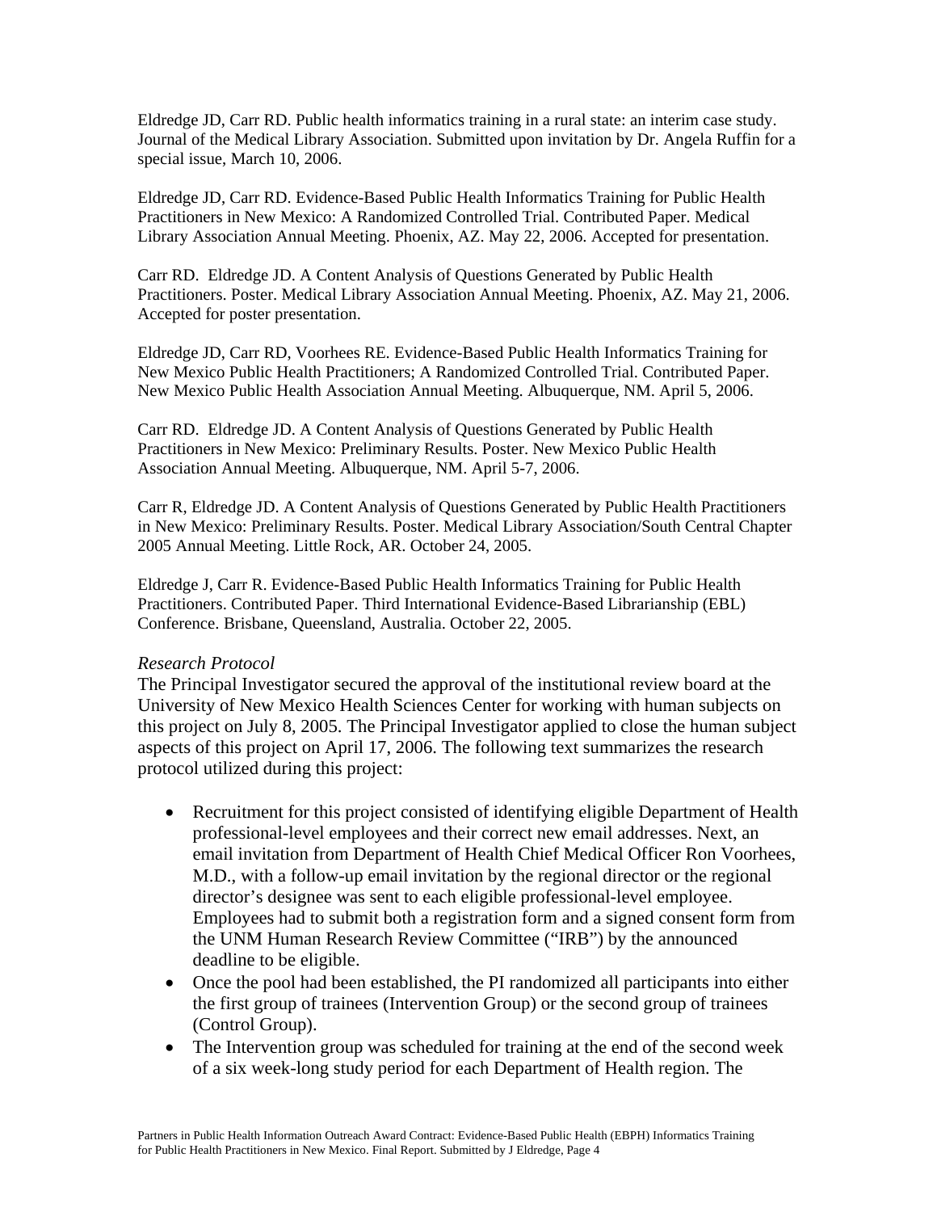Eldredge JD, Carr RD. Public health informatics training in a rural state: an interim case study. Journal of the Medical Library Association. Submitted upon invitation by Dr. Angela Ruffin for a special issue, March 10, 2006.

Eldredge JD, Carr RD. Evidence-Based Public Health Informatics Training for Public Health Practitioners in New Mexico: A Randomized Controlled Trial. Contributed Paper. Medical Library Association Annual Meeting. Phoenix, AZ. May 22, 2006. Accepted for presentation.

Carr RD. Eldredge JD. A Content Analysis of Questions Generated by Public Health Practitioners. Poster. Medical Library Association Annual Meeting. Phoenix, AZ. May 21, 2006. Accepted for poster presentation.

Eldredge JD, Carr RD, Voorhees RE. Evidence-Based Public Health Informatics Training for New Mexico Public Health Practitioners; A Randomized Controlled Trial. Contributed Paper. New Mexico Public Health Association Annual Meeting. Albuquerque, NM. April 5, 2006.

Carr RD. Eldredge JD. A Content Analysis of Questions Generated by Public Health Practitioners in New Mexico: Preliminary Results. Poster. New Mexico Public Health Association Annual Meeting. Albuquerque, NM. April 5-7, 2006.

Carr R, Eldredge JD. A Content Analysis of Questions Generated by Public Health Practitioners in New Mexico: Preliminary Results. Poster. Medical Library Association/South Central Chapter 2005 Annual Meeting. Little Rock, AR. October 24, 2005.

Eldredge J, Carr R. Evidence-Based Public Health Informatics Training for Public Health Practitioners. Contributed Paper. Third International Evidence-Based Librarianship (EBL) Conference. Brisbane, Queensland, Australia. October 22, 2005.

*Research Protocol*

The Principal Investigator secured the approval of the institutional review board at the University of New Mexico Health Sciences Center for working with human subjects on this project on July 8, 2005. The Principal Investigator applied to close the human subject aspects of this project on April 17, 2006. The following text summarizes the research protocol utilized during this project:

- Recruitment for this project consisted of identifying eligible Department of Health professional-level employees and their correct new email addresses. Next, an email invitation from Department of Health Chief Medical Officer Ron Voorhees, M.D., with a follow-up email invitation by the regional director or the regional director's designee was sent to each eligible professional-level employee. Employees had to submit both a registration form and a signed consent form from the UNM Human Research Review Committee ("IRB") by the announced deadline to be eligible.
- Once the pool had been established, the PI randomized all participants into either the first group of trainees (Intervention Group) or the second group of trainees (Control Group).
- The Intervention group was scheduled for training at the end of the second week of a six week-long study period for each Department of Health region. The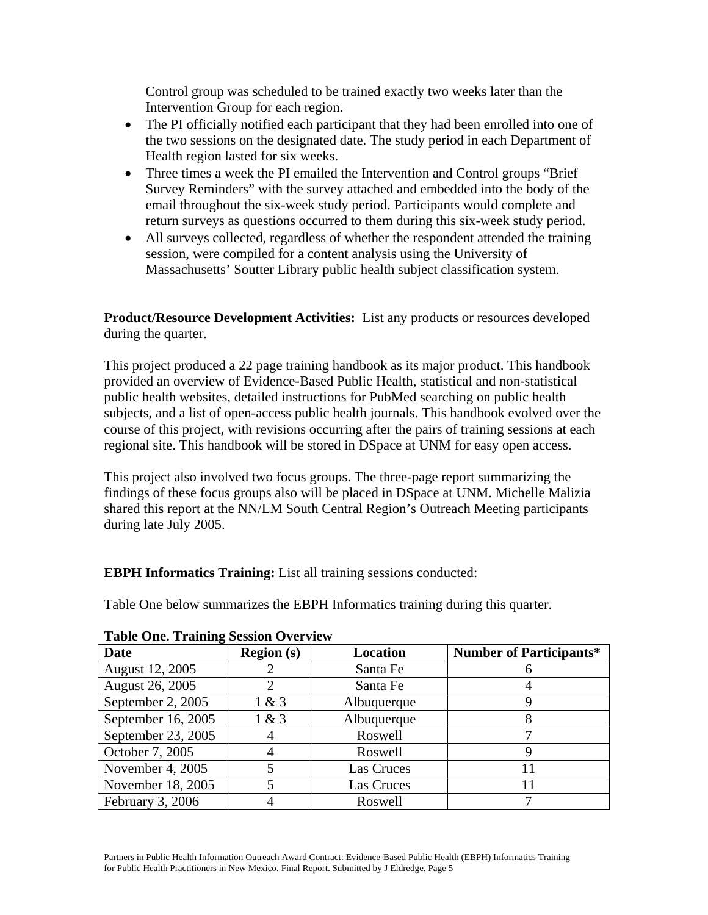Control group was scheduled to be trained exactly two weeks later than the Intervention Group for each region.

- The PI officially notified each participant that they had been enrolled into one of the two sessions on the designated date. The study period in each Department of Health region lasted for six weeks.
- Three times a week the PI emailed the Intervention and Control groups "Brief Survey Reminders" with the survey attached and embedded into the body of the email throughout the six-week study period. Participants would complete and return surveys as questions occurred to them during this six-week study period.
- All surveys collected, regardless of whether the respondent attended the training session, were compiled for a content analysis using the University of Massachusetts' Soutter Library public health subject classification system.

**Product/Resource Development Activities:** List any products or resources developed during the quarter.

This project produced a 22 page training handbook as its major product. This handbook provided an overview of Evidence-Based Public Health, statistical and non-statistical public health websites, detailed instructions for PubMed searching on public health subjects, and a list of open-access public health journals. This handbook evolved over the course of this project, with revisions occurring after the pairs of training sessions at each regional site. This handbook will be stored in DSpace at UNM for easy open access.

This project also involved two focus groups. The three-page report summarizing the findings of these focus groups also will be placed in DSpace at UNM. Michelle Malizia shared this report at the NN/LM South Central Region's Outreach Meeting participants during late July 2005.

**EBPH Informatics Training:** List all training sessions conducted:

Table One below summarizes the EBPH Informatics training during this quarter.

**Table One. Training Session Overview**

| Date | Region (s) | Location | Number of Participants* |
|---|---|---|---|
| August 12, 2005 | 2 | Santa Fe | 6 |
| August 26, 2005 | 2 | Santa Fe | 4 |
| September 2, 2005 | 1 & 3 | Albuquerque | 9 |
| September 16, 2005 | 1 & 3 | Albuquerque | 8 |
| September 23, 2005 | 4 | Roswell | 7 |
| October 7, 2005 | 4 | Roswell | 9 |
| November 4, 2005 | 5 | Las Cruces | 11 |
| November 18, 2005 | 5 | Las Cruces | 11 |
| February 3, 2006 | 4 | Roswell | 7 |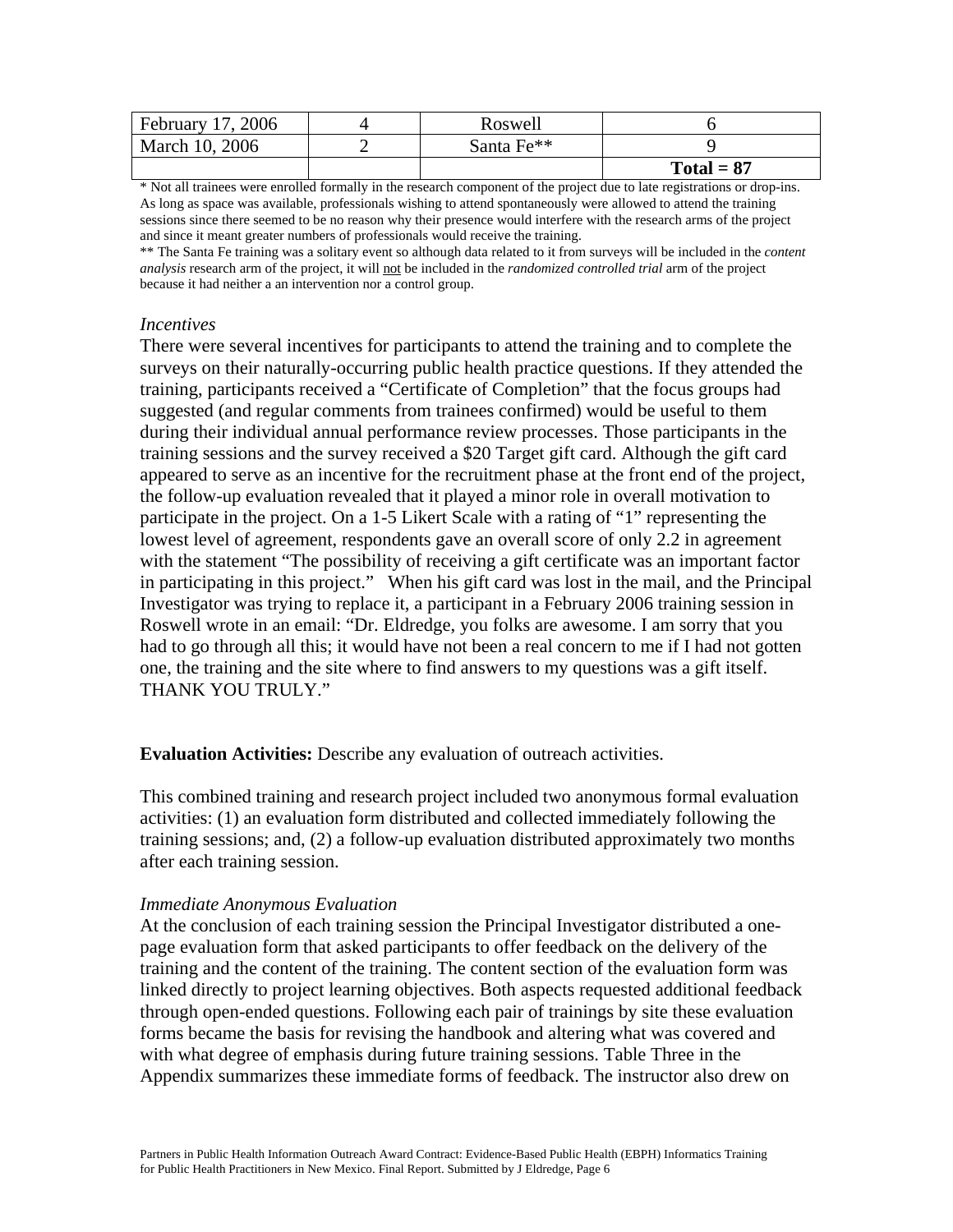| | | | |
|---|---|---|---|
| February 17, 2006 | 4 | Roswell | 6 |
| March 10, 2006 | 2 | Santa Fe** | 9 |
| | | | **Total = 87** |

* Not all trainees were enrolled formally in the research component of the project due to late registrations or drop-ins. As long as space was available, professionals wishing to attend spontaneously were allowed to attend the training sessions since there seemed to be no reason why their presence would interfere with the research arms of the project and since it meant greater numbers of professionals would receive the training.

** The Santa Fe training was a solitary event so although data related to it from surveys will be included in the *content analysis* research arm of the project, it will not be included in the *randomized controlled trial* arm of the project because it had neither a an intervention nor a control group.

*Incentives*

There were several incentives for participants to attend the training and to complete the surveys on their naturally-occurring public health practice questions. If they attended the training, participants received a "Certificate of Completion" that the focus groups had suggested (and regular comments from trainees confirmed) would be useful to them during their individual annual performance review processes. Those participants in the training sessions and the survey received a $20 Target gift card. Although the gift card appeared to serve as an incentive for the recruitment phase at the front end of the project, the follow-up evaluation revealed that it played a minor role in overall motivation to participate in the project. On a 1-5 Likert Scale with a rating of "1" representing the lowest level of agreement, respondents gave an overall score of only 2.2 in agreement with the statement "The possibility of receiving a gift certificate was an important factor in participating in this project." When his gift card was lost in the mail, and the Principal Investigator was trying to replace it, a participant in a February 2006 training session in Roswell wrote in an email: "Dr. Eldredge, you folks are awesome. I am sorry that you had to go through all this; it would have not been a real concern to me if I had not gotten one, the training and the site where to find answers to my questions was a gift itself. THANK YOU TRULY."

**Evaluation Activities:** Describe any evaluation of outreach activities.

This combined training and research project included two anonymous formal evaluation activities: (1) an evaluation form distributed and collected immediately following the training sessions; and, (2) a follow-up evaluation distributed approximately two months after each training session.

*Immediate Anonymous Evaluation*

At the conclusion of each training session the Principal Investigator distributed a one-page evaluation form that asked participants to offer feedback on the delivery of the training and the content of the training. The content section of the evaluation form was linked directly to project learning objectives. Both aspects requested additional feedback through open-ended questions. Following each pair of trainings by site these evaluation forms became the basis for revising the handbook and altering what was covered and with what degree of emphasis during future training sessions. Table Three in the Appendix summarizes these immediate forms of feedback. The instructor also drew on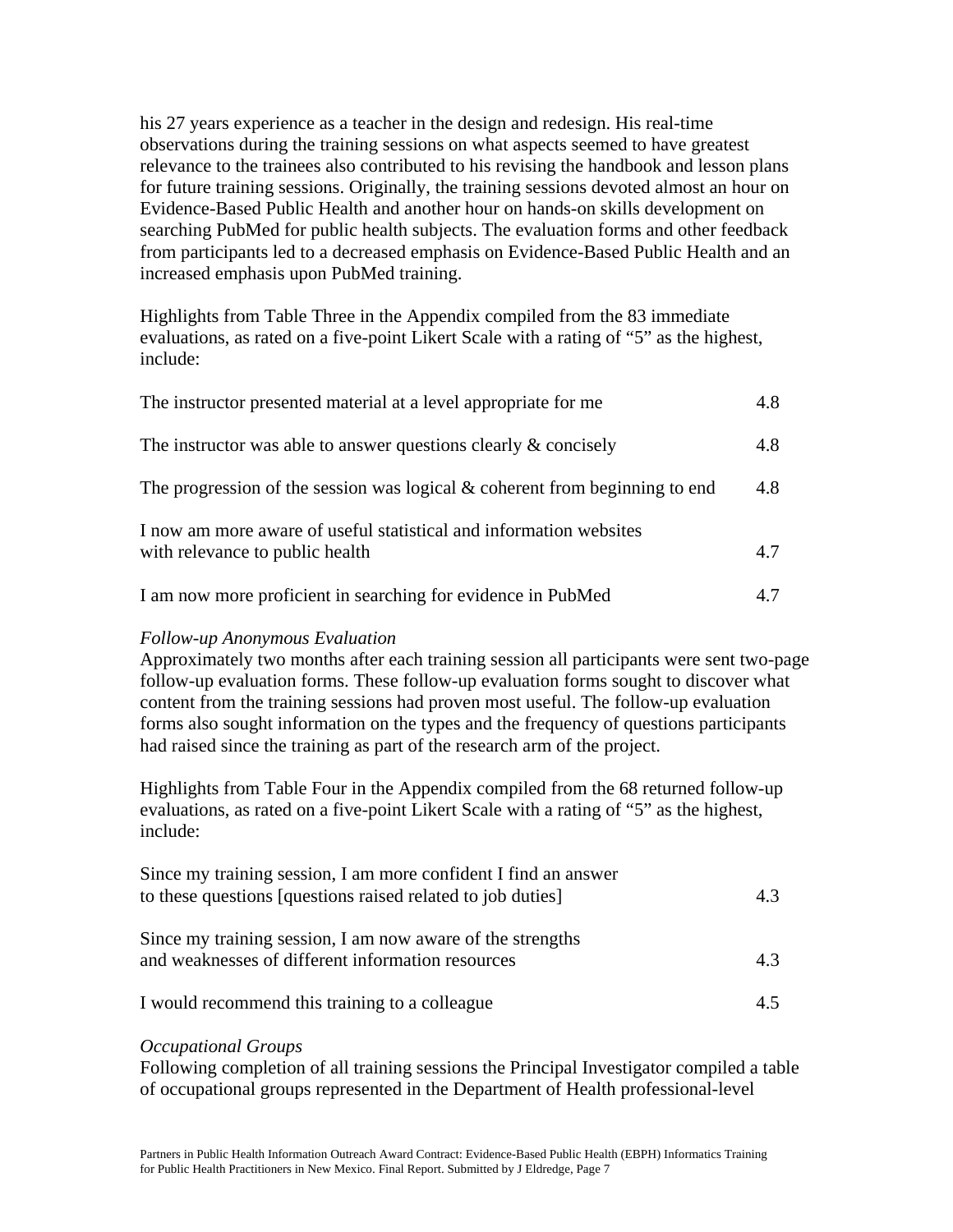his 27 years experience as a teacher in the design and redesign. His real-time observations during the training sessions on what aspects seemed to have greatest relevance to the trainees also contributed to his revising the handbook and lesson plans for future training sessions. Originally, the training sessions devoted almost an hour on Evidence-Based Public Health and another hour on hands-on skills development on searching PubMed for public health subjects. The evaluation forms and other feedback from participants led to a decreased emphasis on Evidence-Based Public Health and an increased emphasis upon PubMed training.

Highlights from Table Three in the Appendix compiled from the 83 immediate evaluations, as rated on a five-point Likert Scale with a rating of "5" as the highest, include:

| | |
|---|---|
| The instructor presented material at a level appropriate for me | 4.8 |
| The instructor was able to answer questions clearly & concisely | 4.8 |
| The progression of the session was logical & coherent from beginning to end | 4.8 |
| I now am more aware of useful statistical and information websites with relevance to public health | 4.7 |
| I am now more proficient in searching for evidence in PubMed | 4.7 |

*Follow-up Anonymous Evaluation*

Approximately two months after each training session all participants were sent two-page follow-up evaluation forms. These follow-up evaluation forms sought to discover what content from the training sessions had proven most useful. The follow-up evaluation forms also sought information on the types and the frequency of questions participants had raised since the training as part of the research arm of the project.

Highlights from Table Four in the Appendix compiled from the 68 returned follow-up evaluations, as rated on a five-point Likert Scale with a rating of "5" as the highest, include:

| | |
|---|---|
| Since my training session, I am more confident I find an answer to these questions [questions raised related to job duties] | 4.3 |
| Since my training session, I am now aware of the strengths and weaknesses of different information resources | 4.3 |
| I would recommend this training to a colleague | 4.5 |

*Occupational Groups*

Following completion of all training sessions the Principal Investigator compiled a table of occupational groups represented in the Department of Health professional-level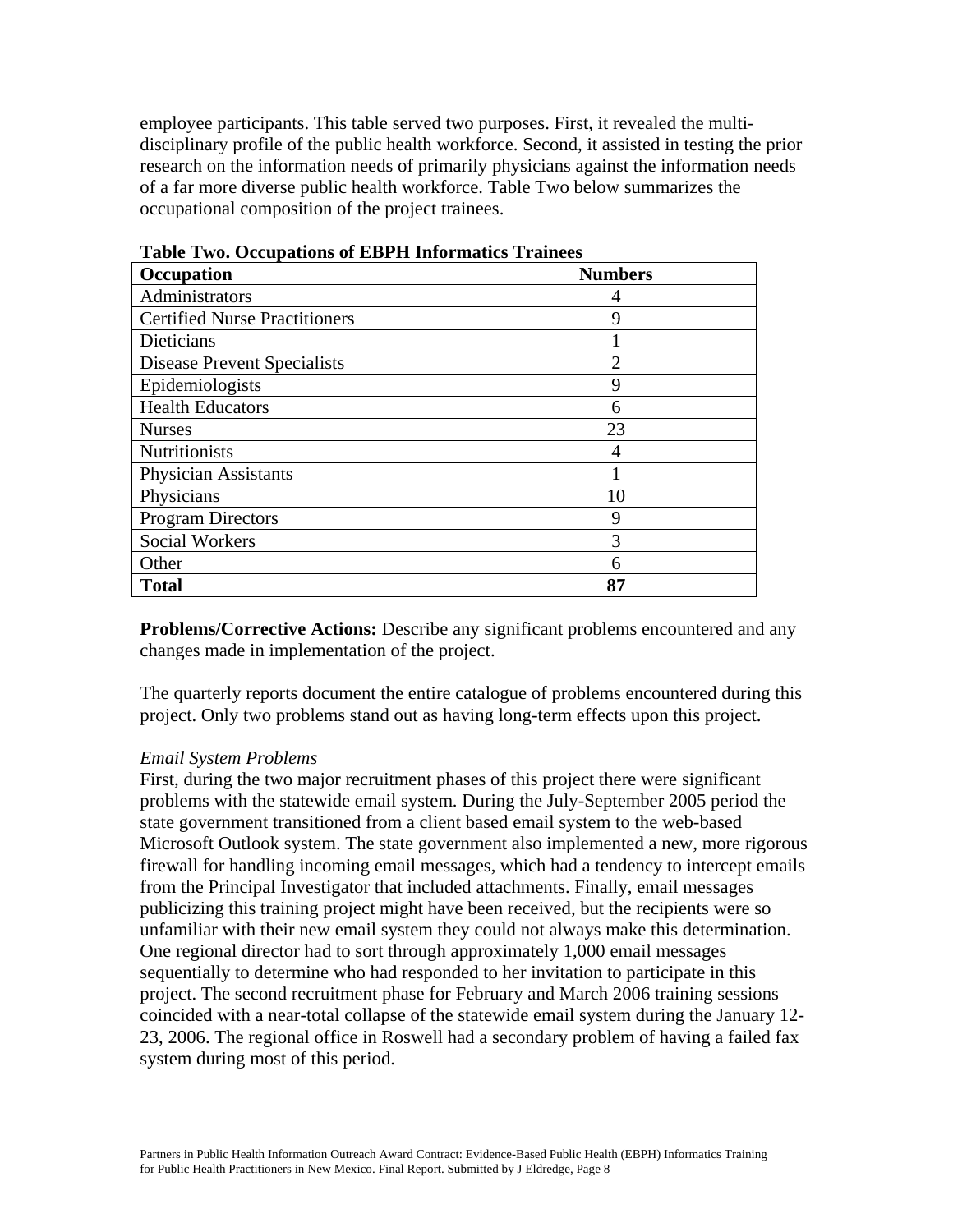employee participants. This table served two purposes. First, it revealed the multi-disciplinary profile of the public health workforce. Second, it assisted in testing the prior research on the information needs of primarily physicians against the information needs of a far more diverse public health workforce. Table Two below summarizes the occupational composition of the project trainees.

**Table Two. Occupations of EBPH Informatics Trainees**

| Occupation | Numbers |
|---|---|
| Administrators | 4 |
| Certified Nurse Practitioners | 9 |
| Dieticians | 1 |
| Disease Prevent Specialists | 2 |
| Epidemiologists | 9 |
| Health Educators | 6 |
| Nurses | 23 |
| Nutritionists | 4 |
| Physician Assistants | 1 |
| Physicians | 10 |
| Program Directors | 9 |
| Social Workers | 3 |
| Other | 6 |
| **Total** | **87** |

**Problems/Corrective Actions:** Describe any significant problems encountered and any changes made in implementation of the project.

The quarterly reports document the entire catalogue of problems encountered during this project. Only two problems stand out as having long-term effects upon this project.

*Email System Problems*

First, during the two major recruitment phases of this project there were significant problems with the statewide email system. During the July-September 2005 period the state government transitioned from a client based email system to the web-based Microsoft Outlook system. The state government also implemented a new, more rigorous firewall for handling incoming email messages, which had a tendency to intercept emails from the Principal Investigator that included attachments. Finally, email messages publicizing this training project might have been received, but the recipients were so unfamiliar with their new email system they could not always make this determination. One regional director had to sort through approximately 1,000 email messages sequentially to determine who had responded to her invitation to participate in this project. The second recruitment phase for February and March 2006 training sessions coincided with a near-total collapse of the statewide email system during the January 12-23, 2006. The regional office in Roswell had a secondary problem of having a failed fax system during most of this period.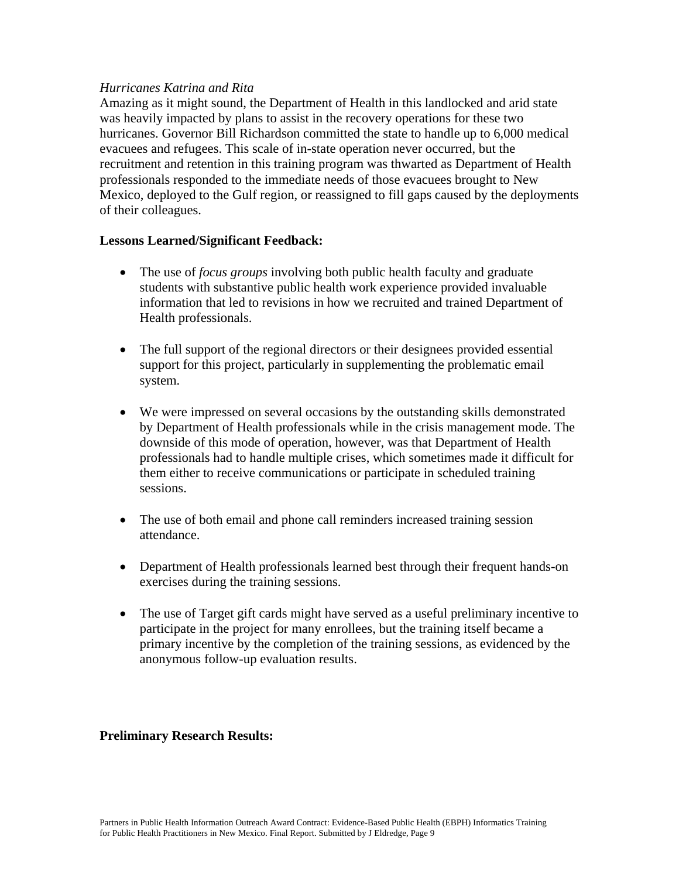*Hurricanes Katrina and Rita*

Amazing as it might sound, the Department of Health in this landlocked and arid state was heavily impacted by plans to assist in the recovery operations for these two hurricanes. Governor Bill Richardson committed the state to handle up to 6,000 medical evacuees and refugees. This scale of in-state operation never occurred, but the recruitment and retention in this training program was thwarted as Department of Health professionals responded to the immediate needs of those evacuees brought to New Mexico, deployed to the Gulf region, or reassigned to fill gaps caused by the deployments of their colleagues.

**Lessons Learned/Significant Feedback:**

- The use of *focus groups* involving both public health faculty and graduate students with substantive public health work experience provided invaluable information that led to revisions in how we recruited and trained Department of Health professionals.

- The full support of the regional directors or their designees provided essential support for this project, particularly in supplementing the problematic email system.

- We were impressed on several occasions by the outstanding skills demonstrated by Department of Health professionals while in the crisis management mode. The downside of this mode of operation, however, was that Department of Health professionals had to handle multiple crises, which sometimes made it difficult for them either to receive communications or participate in scheduled training sessions.

- The use of both email and phone call reminders increased training session attendance.

- Department of Health professionals learned best through their frequent hands-on exercises during the training sessions.

- The use of Target gift cards might have served as a useful preliminary incentive to participate in the project for many enrollees, but the training itself became a primary incentive by the completion of the training sessions, as evidenced by the anonymous follow-up evaluation results.

**Preliminary Research Results:**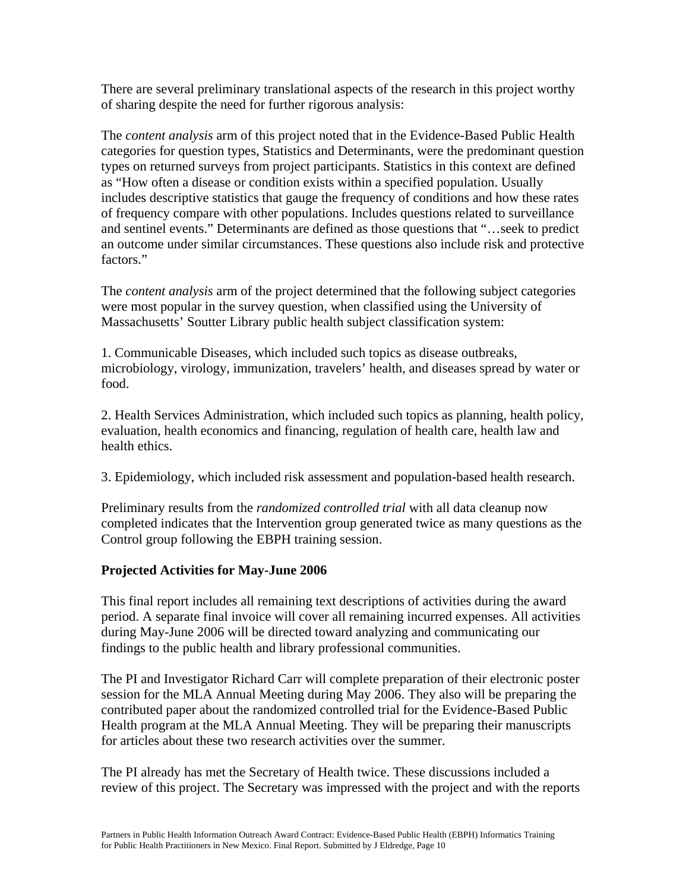There are several preliminary translational aspects of the research in this project worthy of sharing despite the need for further rigorous analysis:

The *content analysis* arm of this project noted that in the Evidence-Based Public Health categories for question types, Statistics and Determinants, were the predominant question types on returned surveys from project participants. Statistics in this context are defined as "How often a disease or condition exists within a specified population. Usually includes descriptive statistics that gauge the frequency of conditions and how these rates of frequency compare with other populations. Includes questions related to surveillance and sentinel events." Determinants are defined as those questions that "…seek to predict an outcome under similar circumstances. These questions also include risk and protective factors."

The *content analysis* arm of the project determined that the following subject categories were most popular in the survey question, when classified using the University of Massachusetts' Soutter Library public health subject classification system:

1. Communicable Diseases, which included such topics as disease outbreaks, microbiology, virology, immunization, travelers' health, and diseases spread by water or food.

2. Health Services Administration, which included such topics as planning, health policy, evaluation, health economics and financing, regulation of health care, health law and health ethics.

3. Epidemiology, which included risk assessment and population-based health research.

Preliminary results from the *randomized controlled trial* with all data cleanup now completed indicates that the Intervention group generated twice as many questions as the Control group following the EBPH training session.

**Projected Activities for May-June 2006**

This final report includes all remaining text descriptions of activities during the award period. A separate final invoice will cover all remaining incurred expenses. All activities during May-June 2006 will be directed toward analyzing and communicating our findings to the public health and library professional communities.

The PI and Investigator Richard Carr will complete preparation of their electronic poster session for the MLA Annual Meeting during May 2006. They also will be preparing the contributed paper about the randomized controlled trial for the Evidence-Based Public Health program at the MLA Annual Meeting. They will be preparing their manuscripts for articles about these two research activities over the summer.

The PI already has met the Secretary of Health twice. These discussions included a review of this project. The Secretary was impressed with the project and with the reports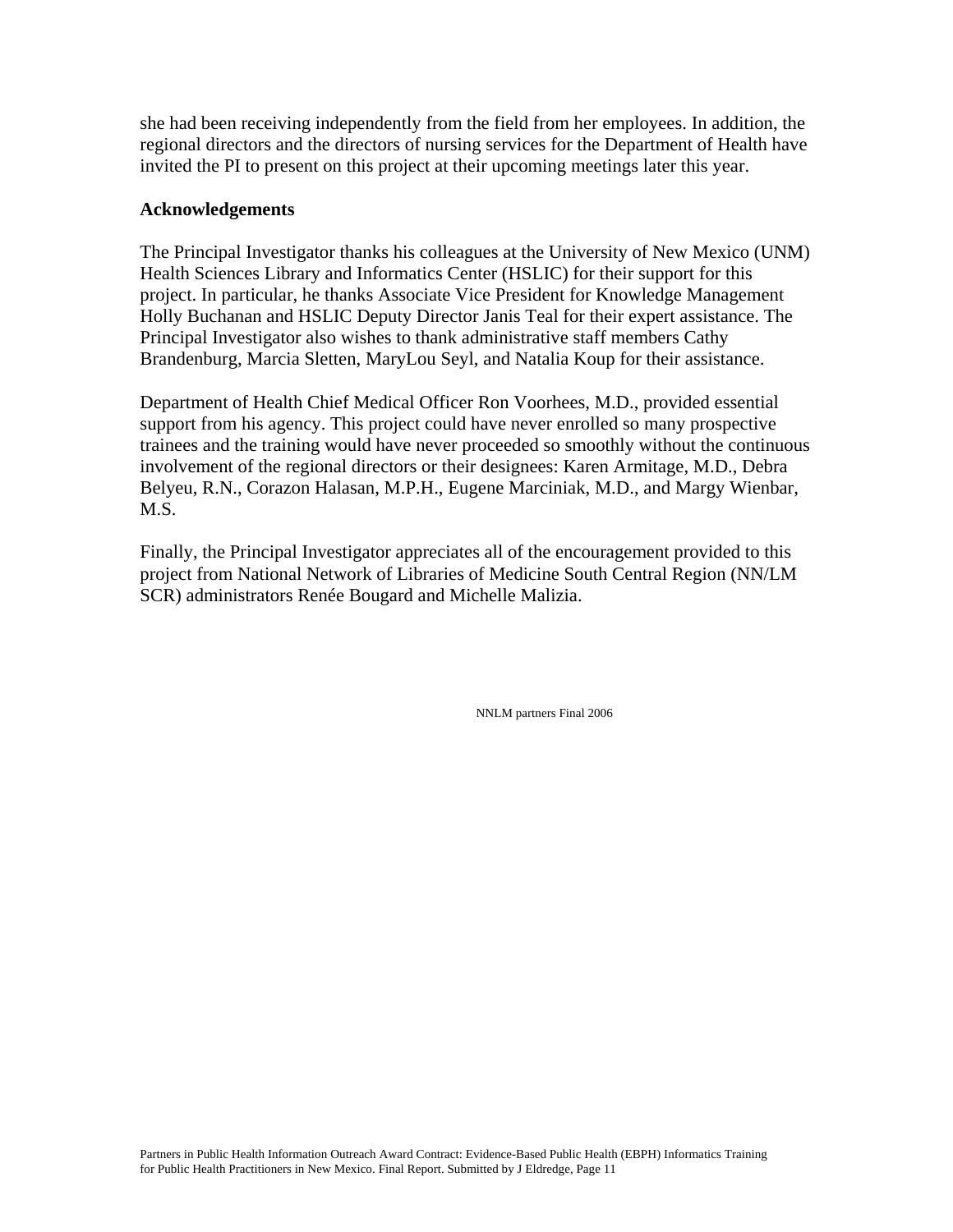she had been receiving independently from the field from her employees. In addition, the regional directors and the directors of nursing services for the Department of Health have invited the PI to present on this project at their upcoming meetings later this year.

**Acknowledgements**

The Principal Investigator thanks his colleagues at the University of New Mexico (UNM) Health Sciences Library and Informatics Center (HSLIC) for their support for this project. In particular, he thanks Associate Vice President for Knowledge Management Holly Buchanan and HSLIC Deputy Director Janis Teal for their expert assistance. The Principal Investigator also wishes to thank administrative staff members Cathy Brandenburg, Marcia Sletten, MaryLou Seyl, and Natalia Koup for their assistance.

Department of Health Chief Medical Officer Ron Voorhees, M.D., provided essential support from his agency. This project could have never enrolled so many prospective trainees and the training would have never proceeded so smoothly without the continuous involvement of the regional directors or their designees: Karen Armitage, M.D., Debra Belyeu, R.N., Corazon Halasan, M.P.H., Eugene Marciniak, M.D., and Margy Wienbar, M.S.

Finally, the Principal Investigator appreciates all of the encouragement provided to this project from National Network of Libraries of Medicine South Central Region (NN/LM SCR) administrators Renée Bougard and Michelle Malizia.

NNLM partners Final 2006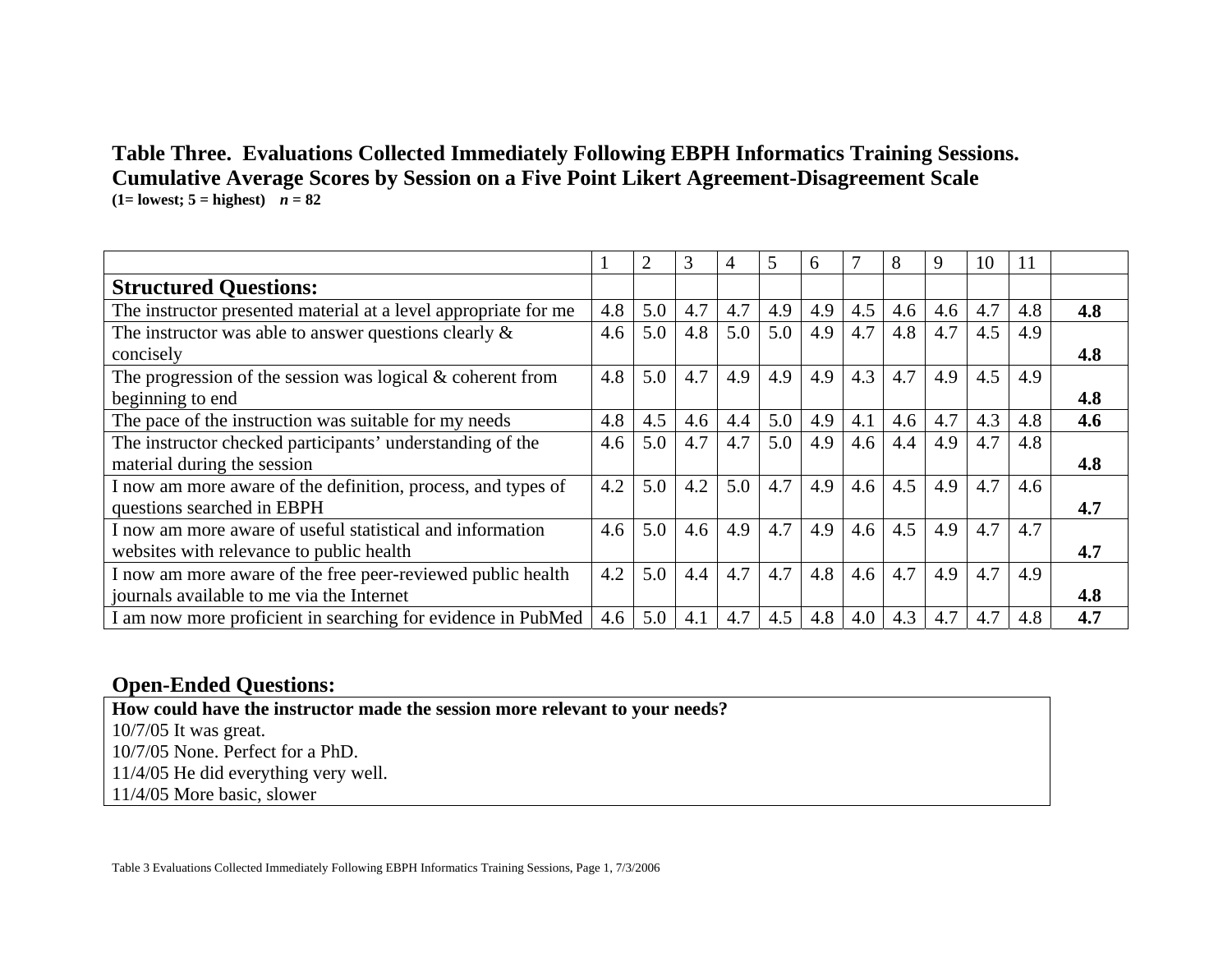**Table Three. Evaluations Collected Immediately Following EBPH Informatics Training Sessions. Cumulative Average Scores by Session on a Five Point Likert Agreement-Disagreement Scale**
**(1= lowest; 5 = highest)** ***n*** **= 82**

| | 1 | 2 | 3 | 4 | 5 | 6 | 7 | 8 | 9 | 10 | 11 | |
|---|---|---|---|---|---|---|---|---|---|---|---|---|
| **Structured Questions:** | | | | | | | | | | | | |
| The instructor presented material at a level appropriate for me | 4.8 | 5.0 | 4.7 | 4.7 | 4.9 | 4.9 | 4.5 | 4.6 | 4.6 | 4.7 | 4.8 | **4.8** |
| The instructor was able to answer questions clearly & concisely | 4.6 | 5.0 | 4.8 | 5.0 | 5.0 | 4.9 | 4.7 | 4.8 | 4.7 | 4.5 | 4.9 | **4.8** |
| The progression of the session was logical & coherent from beginning to end | 4.8 | 5.0 | 4.7 | 4.9 | 4.9 | 4.9 | 4.3 | 4.7 | 4.9 | 4.5 | 4.9 | **4.8** |
| The pace of the instruction was suitable for my needs | 4.8 | 4.5 | 4.6 | 4.4 | 5.0 | 4.9 | 4.1 | 4.6 | 4.7 | 4.3 | 4.8 | **4.6** |
| The instructor checked participants' understanding of the material during the session | 4.6 | 5.0 | 4.7 | 4.7 | 5.0 | 4.9 | 4.6 | 4.4 | 4.9 | 4.7 | 4.8 | **4.8** |
| I now am more aware of the definition, process, and types of questions searched in EBPH | 4.2 | 5.0 | 4.2 | 5.0 | 4.7 | 4.9 | 4.6 | 4.5 | 4.9 | 4.7 | 4.6 | **4.7** |
| I now am more aware of useful statistical and information websites with relevance to public health | 4.6 | 5.0 | 4.6 | 4.9 | 4.7 | 4.9 | 4.6 | 4.5 | 4.9 | 4.7 | 4.7 | **4.7** |
| I now am more aware of the free peer-reviewed public health journals available to me via the Internet | 4.2 | 5.0 | 4.4 | 4.7 | 4.7 | 4.8 | 4.6 | 4.7 | 4.9 | 4.7 | 4.9 | **4.8** |
| I am now more proficient in searching for evidence in PubMed | 4.6 | 5.0 | 4.1 | 4.7 | 4.5 | 4.8 | 4.0 | 4.3 | 4.7 | 4.7 | 4.8 | **4.7** |

## Open-Ended Questions:

| **How could have the instructor made the session more relevant to your needs?** |
|---|
| 10/7/05 It was great. |
| 10/7/05 None. Perfect for a PhD. |
| 11/4/05 He did everything very well. |
| 11/4/05 More basic, slower |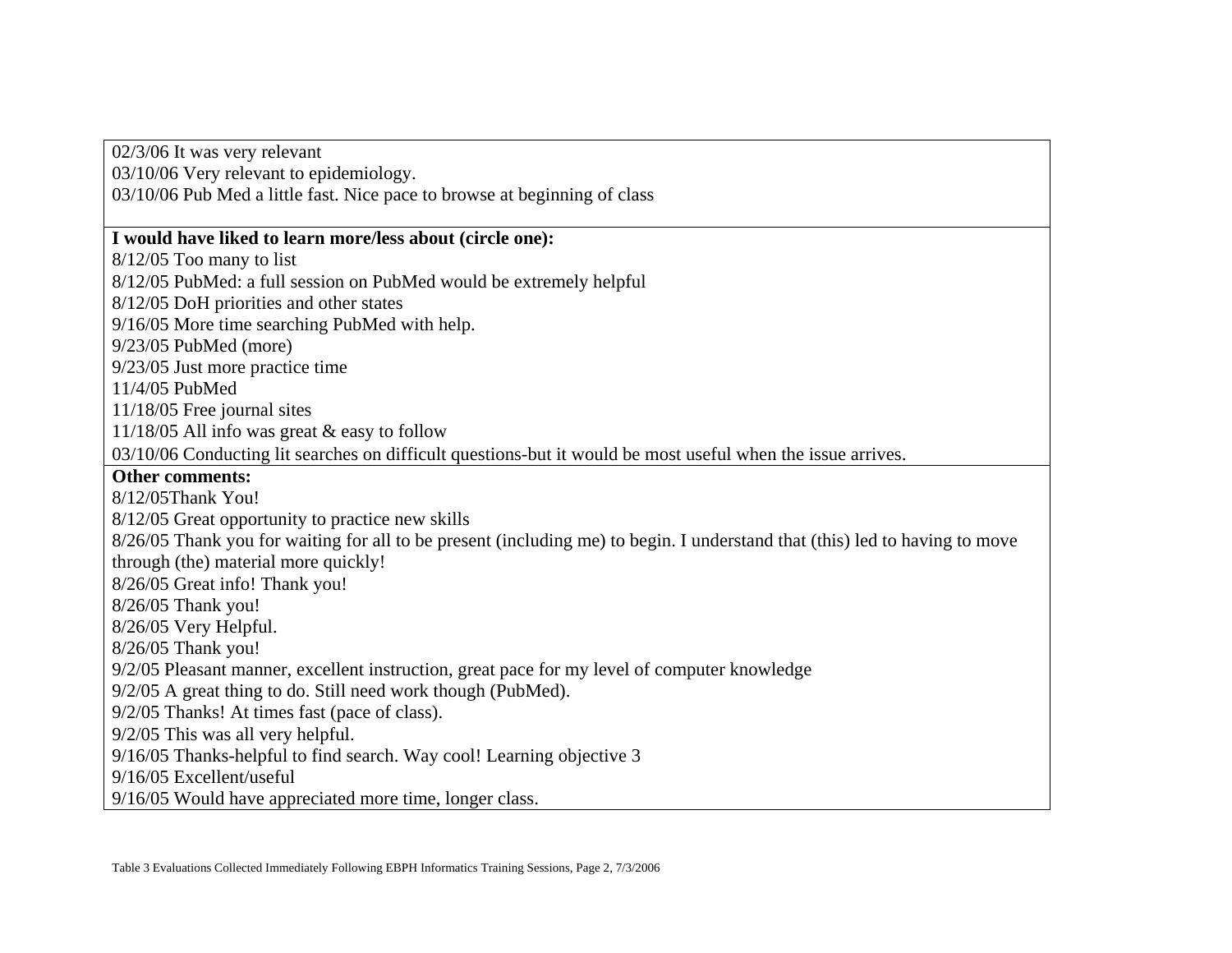02/3/06 It was very relevant
03/10/06 Very relevant to epidemiology.
03/10/06 Pub Med a little fast. Nice pace to browse at beginning of class

**I would have liked to learn more/less about (circle one):**

8/12/05 Too many to list
8/12/05 PubMed: a full session on PubMed would be extremely helpful
8/12/05 DoH priorities and other states
9/16/05 More time searching PubMed with help.
9/23/05 PubMed (more)
9/23/05 Just more practice time
11/4/05 PubMed
11/18/05 Free journal sites
11/18/05 All info was great & easy to follow
03/10/06 Conducting lit searches on difficult questions-but it would be most useful when the issue arrives.

**Other comments:**

8/12/05Thank You!
8/12/05 Great opportunity to practice new skills
8/26/05 Thank you for waiting for all to be present (including me) to begin. I understand that (this) led to having to move through (the) material more quickly!
8/26/05 Great info! Thank you!
8/26/05 Thank you!
8/26/05 Very Helpful.
8/26/05 Thank you!
9/2/05 Pleasant manner, excellent instruction, great pace for my level of computer knowledge
9/2/05 A great thing to do. Still need work though (PubMed).
9/2/05 Thanks! At times fast (pace of class).
9/2/05 This was all very helpful.
9/16/05 Thanks-helpful to find search. Way cool! Learning objective 3
9/16/05 Excellent/useful
9/16/05 Would have appreciated more time, longer class.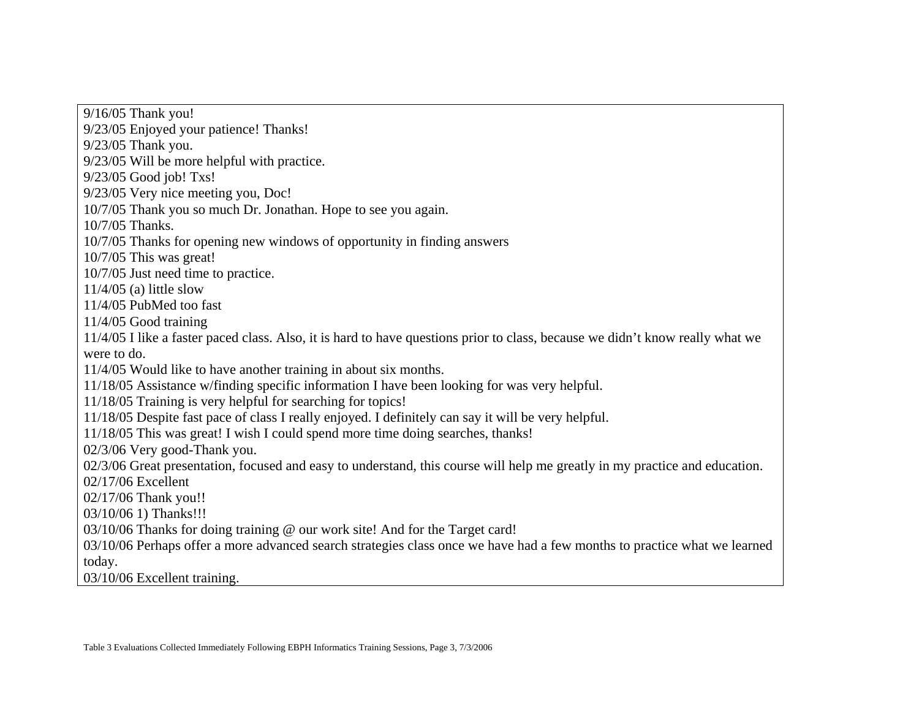9/16/05 Thank you!
9/23/05 Enjoyed your patience! Thanks!
9/23/05 Thank you.
9/23/05 Will be more helpful with practice.
9/23/05 Good job! Txs!
9/23/05 Very nice meeting you, Doc!
10/7/05 Thank you so much Dr. Jonathan. Hope to see you again.
10/7/05 Thanks.
10/7/05 Thanks for opening new windows of opportunity in finding answers
10/7/05 This was great!
10/7/05 Just need time to practice.
11/4/05 (a) little slow
11/4/05 PubMed too fast
11/4/05 Good training
11/4/05 I like a faster paced class. Also, it is hard to have questions prior to class, because we didn't know really what we were to do.
11/4/05 Would like to have another training in about six months.
11/18/05 Assistance w/finding specific information I have been looking for was very helpful.
11/18/05 Training is very helpful for searching for topics!
11/18/05 Despite fast pace of class I really enjoyed. I definitely can say it will be very helpful.
11/18/05 This was great! I wish I could spend more time doing searches, thanks!
02/3/06 Very good-Thank you.
02/3/06 Great presentation, focused and easy to understand, this course will help me greatly in my practice and education.
02/17/06 Excellent
02/17/06 Thank you!!
03/10/06 1) Thanks!!!
03/10/06 Thanks for doing training @ our work site! And for the Target card!
03/10/06 Perhaps offer a more advanced search strategies class once we have had a few months to practice what we learned today.
03/10/06 Excellent training.

Table 3 Evaluations Collected Immediately Following EBPH Informatics Training Sessions, Page 3, 7/3/2006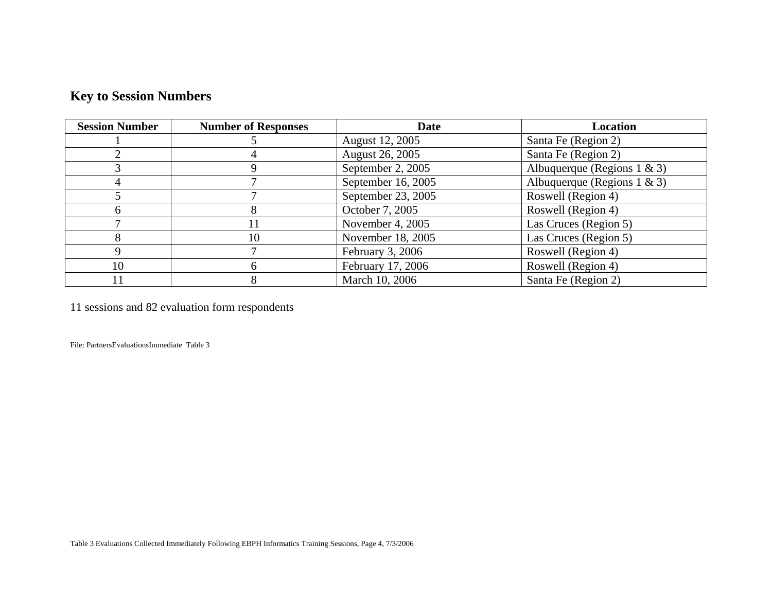## Key to Session Numbers

| Session Number | Number of Responses | Date | Location |
|---|---|---|---|
| 1 | 5 | August 12, 2005 | Santa Fe (Region 2) |
| 2 | 4 | August 26, 2005 | Santa Fe (Region 2) |
| 3 | 9 | September 2, 2005 | Albuquerque (Regions 1 & 3) |
| 4 | 7 | September 16, 2005 | Albuquerque (Regions 1 & 3) |
| 5 | 7 | September 23, 2005 | Roswell (Region 4) |
| 6 | 8 | October 7, 2005 | Roswell (Region 4) |
| 7 | 11 | November 4, 2005 | Las Cruces (Region 5) |
| 8 | 10 | November 18, 2005 | Las Cruces (Region 5) |
| 9 | 7 | February 3, 2006 | Roswell (Region 4) |
| 10 | 6 | February 17, 2006 | Roswell (Region 4) |
| 11 | 8 | March 10, 2006 | Santa Fe (Region 2) |

11 sessions and 82 evaluation form respondents

File: PartnersEvaluationsImmediate Table 3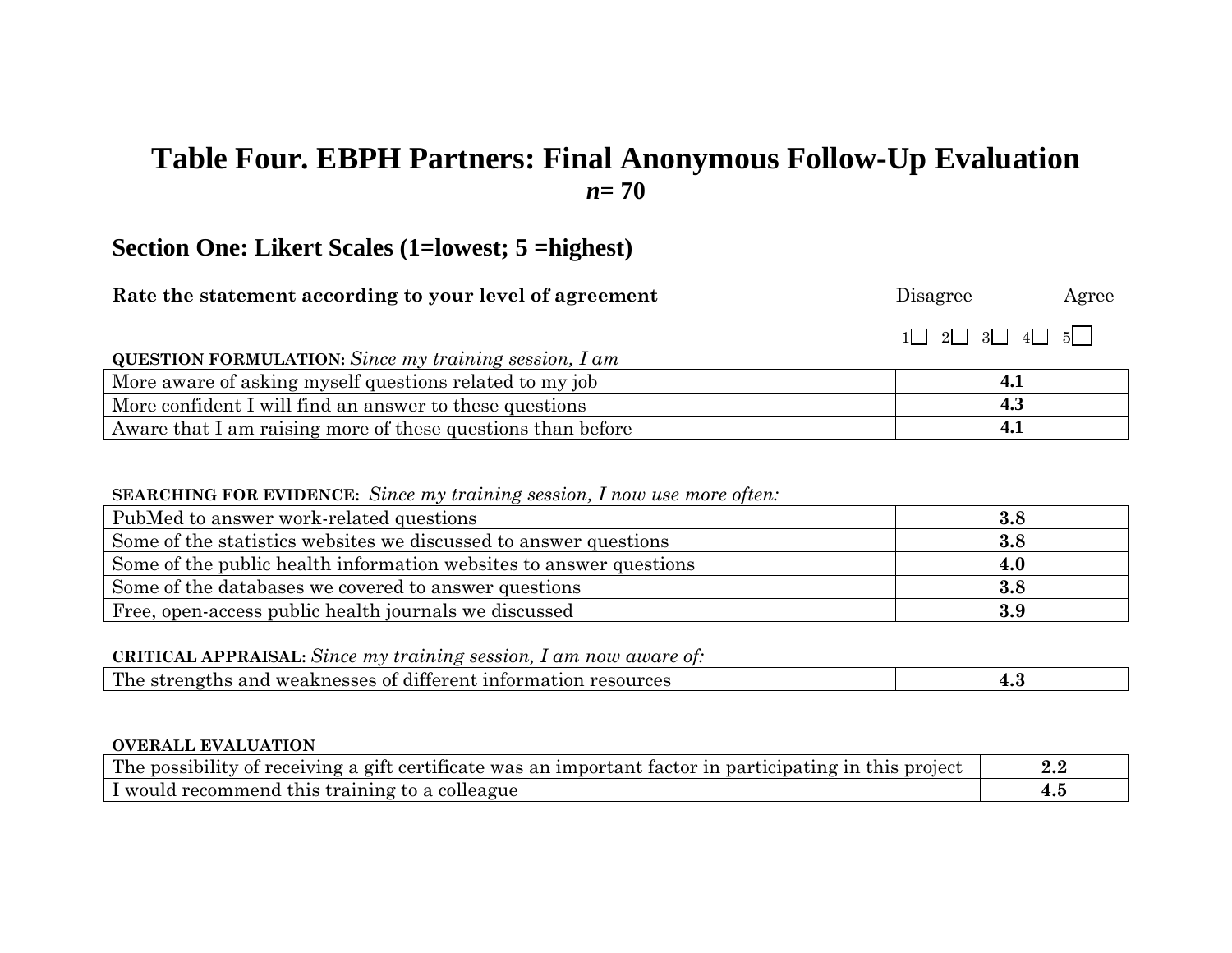# Table Four. EBPH Partners: Final Anonymous Follow-Up Evaluation

***n*= 70**

## Section One: Likert Scales (1=lowest; 5 =highest)

**Rate the statement according to your level of agreement** Disagree Agree

1☐ 2☐ 3☐ 4☐ 5☐

**QUESTION FORMULATION:** *Since my training session, I am*

| | |
|---|---|
| More aware of asking myself questions related to my job | **4.1** |
| More confident I will find an answer to these questions | **4.3** |
| Aware that I am raising more of these questions than before | **4.1** |

**SEARCHING FOR EVIDENCE:** *Since my training session, I now use more often:*

| | |
|---|---|
| PubMed to answer work-related questions | **3.8** |
| Some of the statistics websites we discussed to answer questions | **3.8** |
| Some of the public health information websites to answer questions | **4.0** |
| Some of the databases we covered to answer questions | **3.8** |
| Free, open-access public health journals we discussed | **3.9** |

**CRITICAL APPRAISAL:** *Since my training session, I am now aware of:*

| | |
|---|---|
| The strengths and weaknesses of different information resources | **4.3** |

**OVERALL EVALUATION**

| | |
|---|---|
| The possibility of receiving a gift certificate was an important factor in participating in this project | **2.2** |
| I would recommend this training to a colleague | **4.5** |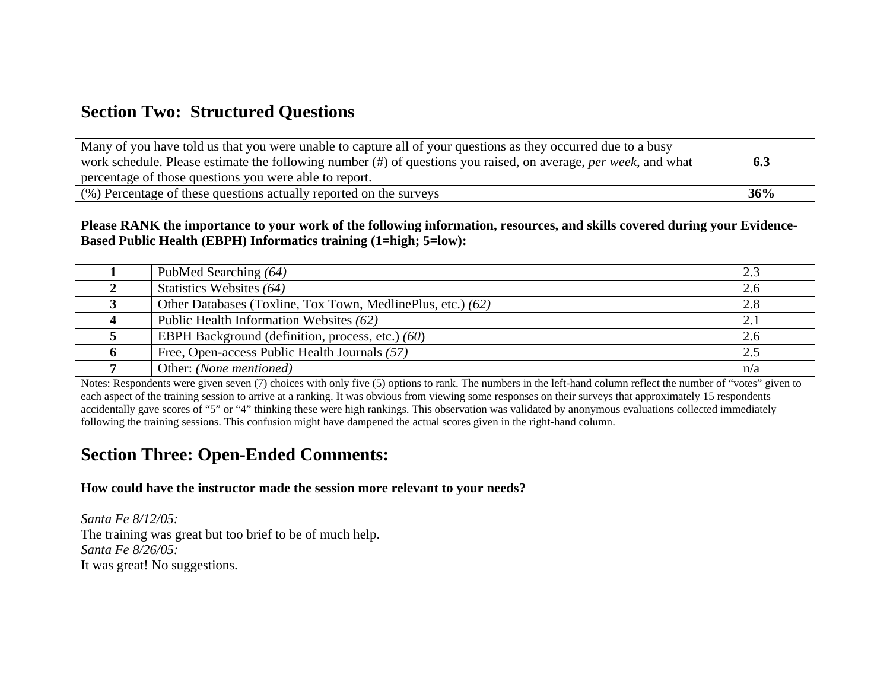## Section Two: Structured Questions

| | |
|---|---|
| Many of you have told us that you were unable to capture all of your questions as they occurred due to a busy work schedule. Please estimate the following number (#) of questions you raised, on average, *per week*, and what percentage of those questions you were able to report. | **6.3** |
| (%) Percentage of these questions actually reported on the surveys | **36%** |

**Please RANK the importance to your work of the following information, resources, and skills covered during your Evidence-Based Public Health (EBPH) Informatics training (1=high; 5=low):**

| | | |
|---|---|---|
| **1** | PubMed Searching *(64)* | 2.3 |
| **2** | Statistics Websites *(64)* | 2.6 |
| **3** | Other Databases (Toxline, Tox Town, MedlinePlus, etc.) *(62)* | 2.8 |
| **4** | Public Health Information Websites *(62)* | 2.1 |
| **5** | EBPH Background (definition, process, etc.) *(60)* | 2.6 |
| **6** | Free, Open-access Public Health Journals *(57)* | 2.5 |
| **7** | Other: *(None mentioned)* | n/a |

Notes: Respondents were given seven (7) choices with only five (5) options to rank. The numbers in the left-hand column reflect the number of "votes" given to each aspect of the training session to arrive at a ranking. It was obvious from viewing some responses on their surveys that approximately 15 respondents accidentally gave scores of "5" or "4" thinking these were high rankings. This observation was validated by anonymous evaluations collected immediately following the training sessions. This confusion might have dampened the actual scores given in the right-hand column.

## Section Three: Open-Ended Comments:

**How could have the instructor made the session more relevant to your needs?**

*Santa Fe 8/12/05:*
The training was great but too brief to be of much help.
*Santa Fe 8/26/05:*
It was great! No suggestions.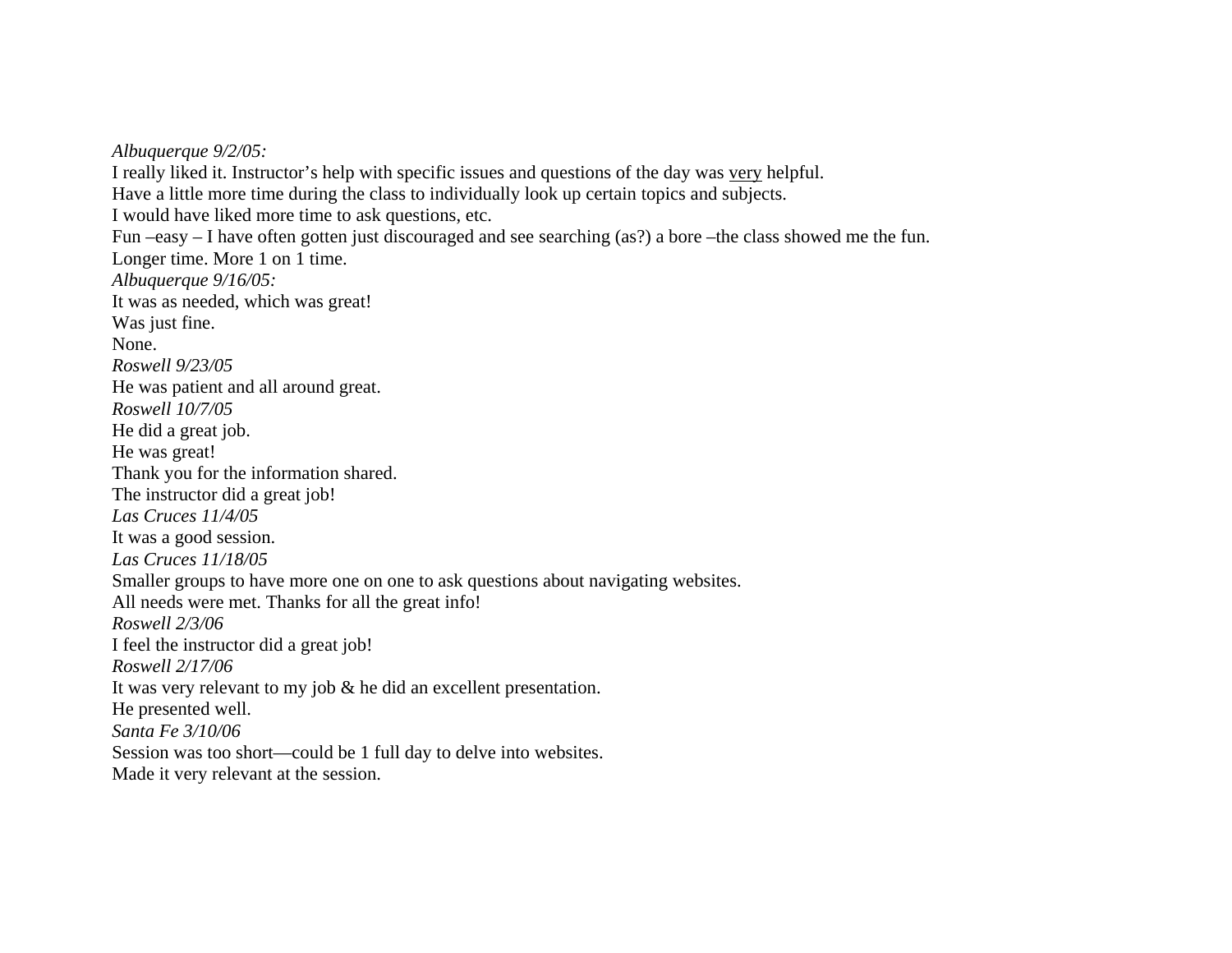*Albuquerque 9/2/05:*
I really liked it. Instructor's help with specific issues and questions of the day was <u>very</u> helpful.
Have a little more time during the class to individually look up certain topics and subjects.
I would have liked more time to ask questions, etc.
Fun –easy – I have often gotten just discouraged and see searching (as?) a bore –the class showed me the fun.
Longer time. More 1 on 1 time.
*Albuquerque 9/16/05:*
It was as needed, which was great!
Was just fine.
None.
*Roswell 9/23/05*
He was patient and all around great.
*Roswell 10/7/05*
He did a great job.
He was great!
Thank you for the information shared.
The instructor did a great job!
*Las Cruces 11/4/05*
It was a good session.
*Las Cruces 11/18/05*
Smaller groups to have more one on one to ask questions about navigating websites.
All needs were met. Thanks for all the great info!
*Roswell 2/3/06*
I feel the instructor did a great job!
*Roswell 2/17/06*
It was very relevant to my job & he did an excellent presentation.
He presented well.
*Santa Fe 3/10/06*
Session was too short—could be 1 full day to delve into websites.
Made it very relevant at the session.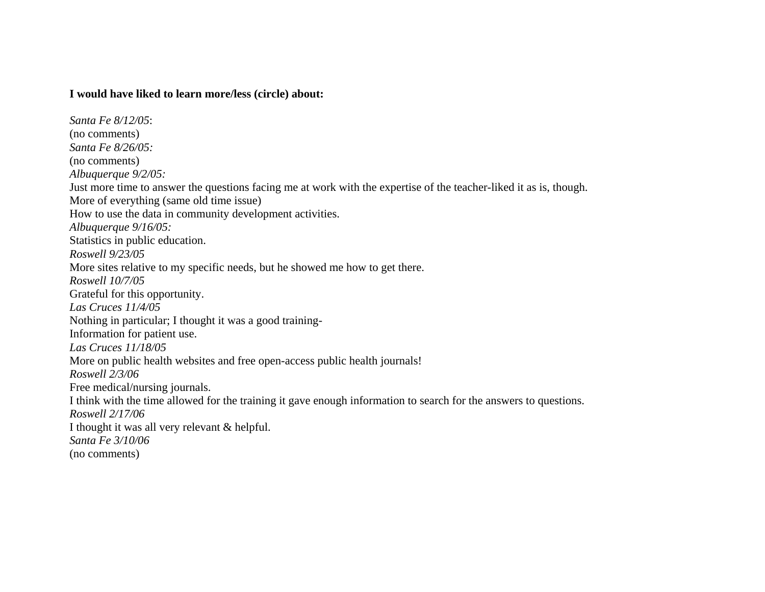**I would have liked to learn more/less (circle) about:**

*Santa Fe 8/12/05*:  
(no comments)  
*Santa Fe 8/26/05:*  
(no comments)  
*Albuquerque 9/2/05:*  
Just more time to answer the questions facing me at work with the expertise of the teacher-liked it as is, though.  
More of everything (same old time issue)  
How to use the data in community development activities.  
*Albuquerque 9/16/05:*  
Statistics in public education.  
*Roswell 9/23/05*  
More sites relative to my specific needs, but he showed me how to get there.  
*Roswell 10/7/05*  
Grateful for this opportunity.  
*Las Cruces 11/4/05*  
Nothing in particular; I thought it was a good training-  
Information for patient use.  
*Las Cruces 11/18/05*  
More on public health websites and free open-access public health journals!  
*Roswell 2/3/06*  
Free medical/nursing journals.  
I think with the time allowed for the training it gave enough information to search for the answers to questions.  
*Roswell 2/17/06*  
I thought it was all very relevant & helpful.  
*Santa Fe 3/10/06*  
(no comments)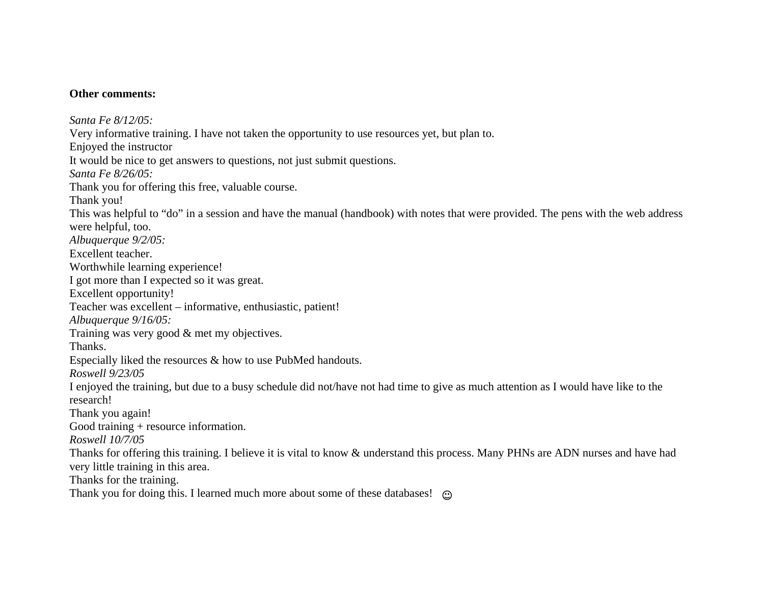**Other comments:**

*Santa Fe 8/12/05:*
Very informative training. I have not taken the opportunity to use resources yet, but plan to.
Enjoyed the instructor
It would be nice to get answers to questions, not just submit questions.
*Santa Fe 8/26/05:*
Thank you for offering this free, valuable course.
Thank you!
This was helpful to "do" in a session and have the manual (handbook) with notes that were provided. The pens with the web address were helpful, too.
*Albuquerque 9/2/05:*
Excellent teacher.
Worthwhile learning experience!
I got more than I expected so it was great.
Excellent opportunity!
Teacher was excellent – informative, enthusiastic, patient!
*Albuquerque 9/16/05:*
Training was very good & met my objectives.
Thanks.
Especially liked the resources & how to use PubMed handouts.
*Roswell 9/23/05*
I enjoyed the training, but due to a busy schedule did not/have not had time to give as much attention as I would have like to the research!
Thank you again!
Good training + resource information.
*Roswell 10/7/05*
Thanks for offering this training. I believe it is vital to know & understand this process. Many PHNs are ADN nurses and have had very little training in this area.
Thanks for the training.
Thank you for doing this. I learned much more about some of these databases! ☺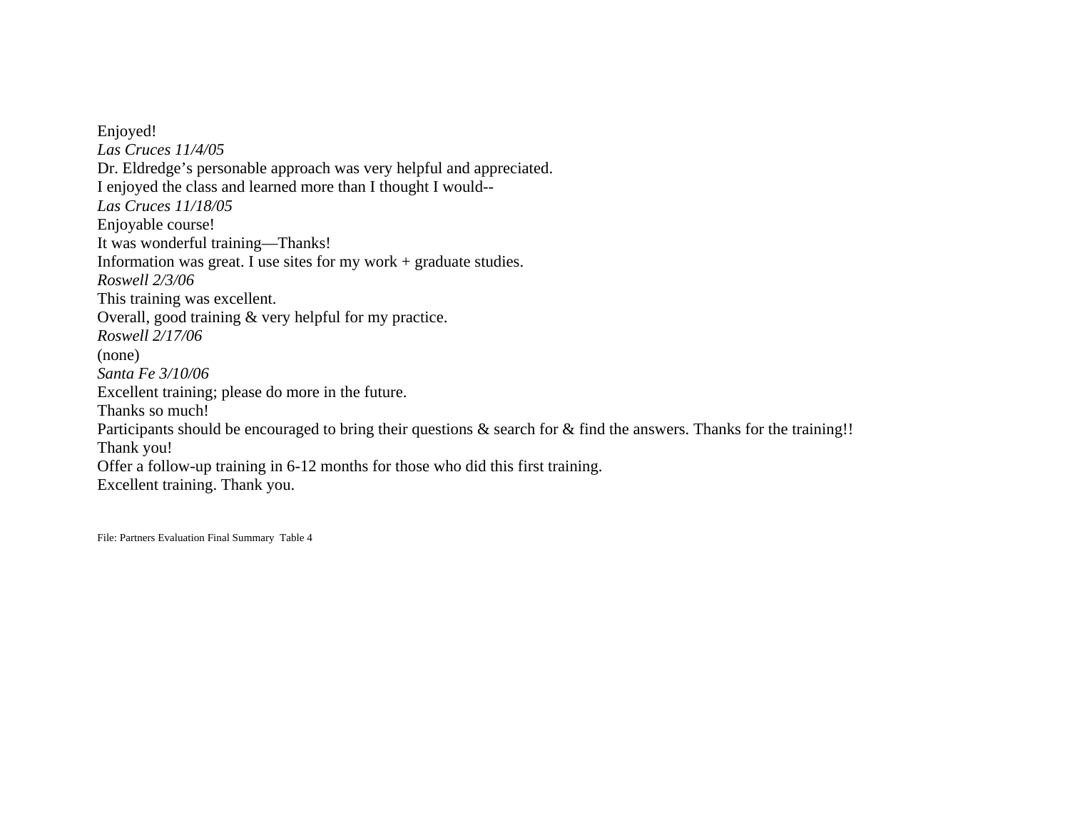Enjoyed!

*Las Cruces 11/4/05*

Dr. Eldredge's personable approach was very helpful and appreciated.

I enjoyed the class and learned more than I thought I would--

*Las Cruces 11/18/05*

Enjoyable course!

It was wonderful training—Thanks!

Information was great. I use sites for my work + graduate studies.

*Roswell 2/3/06*

This training was excellent.

Overall, good training & very helpful for my practice.

*Roswell 2/17/06*

(none)

*Santa Fe 3/10/06*

Excellent training; please do more in the future.

Thanks so much!

Participants should be encouraged to bring their questions & search for & find the answers. Thanks for the training!!

Thank you!

Offer a follow-up training in 6-12 months for those who did this first training.

Excellent training. Thank you.

File: Partners Evaluation Final Summary  Table 4